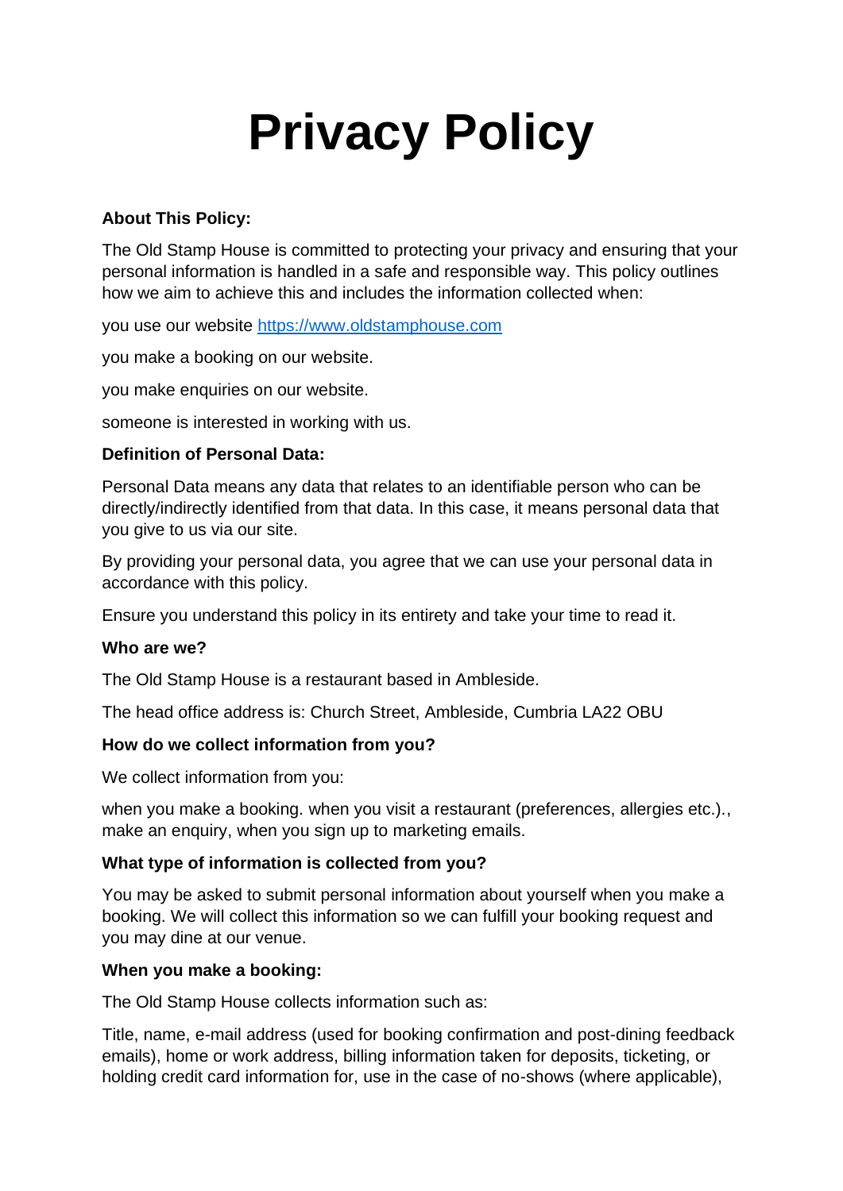# Privacy Policy

**About This Policy:**

The Old Stamp House is committed to protecting your privacy and ensuring that your personal information is handled in a safe and responsible way. This policy outlines how we aim to achieve this and includes the information collected when:

you use our website [https://www.oldstamphouse.com](https://www.oldstamphouse.com)

you make a booking on our website.

you make enquiries on our website.

someone is interested in working with us.

**Definition of Personal Data:**

Personal Data means any data that relates to an identifiable person who can be directly/indirectly identified from that data. In this case, it means personal data that you give to us via our site.

By providing your personal data, you agree that we can use your personal data in accordance with this policy.

Ensure you understand this policy in its entirety and take your time to read it.

**Who are we?**

The Old Stamp House is a restaurant based in Ambleside.

The head office address is: Church Street, Ambleside, Cumbria LA22 OBU

**How do we collect information from you?**

We collect information from you:

when you make a booking. when you visit a restaurant (preferences, allergies etc.)., make an enquiry, when you sign up to marketing emails.

**What type of information is collected from you?**

You may be asked to submit personal information about yourself when you make a booking. We will collect this information so we can fulfill your booking request and you may dine at our venue.

**When you make a booking:**

The Old Stamp House collects information such as:

Title, name, e-mail address (used for booking confirmation and post-dining feedback emails), home or work address, billing information taken for deposits, ticketing, or holding credit card information for, use in the case of no-shows (where applicable),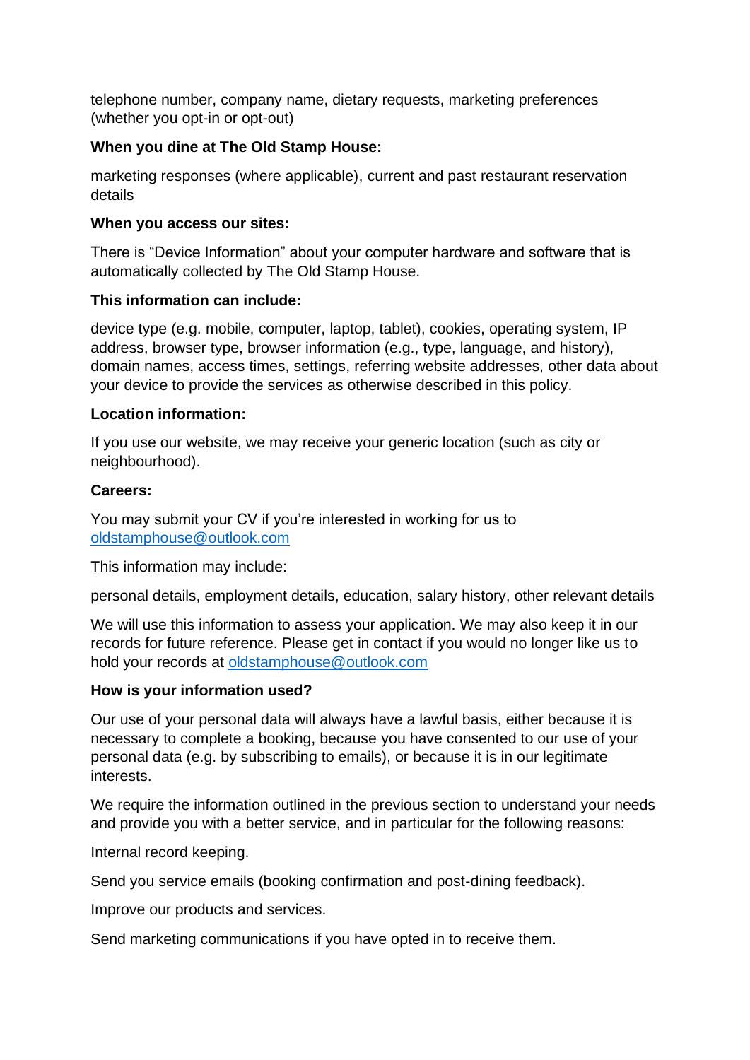telephone number, company name, dietary requests, marketing preferences (whether you opt-in or opt-out)

**When you dine at The Old Stamp House:**

marketing responses (where applicable), current and past restaurant reservation details

**When you access our sites:**

There is "Device Information" about your computer hardware and software that is automatically collected by The Old Stamp House.

**This information can include:**

device type (e.g. mobile, computer, laptop, tablet), cookies, operating system, IP address, browser type, browser information (e.g., type, language, and history), domain names, access times, settings, referring website addresses, other data about your device to provide the services as otherwise described in this policy.

**Location information:**

If you use our website, we may receive your generic location (such as city or neighbourhood).

**Careers:**

You may submit your CV if you're interested in working for us to oldstamphouse@outlook.com

This information may include:

personal details, employment details, education, salary history, other relevant details

We will use this information to assess your application. We may also keep it in our records for future reference. Please get in contact if you would no longer like us to hold your records at oldstamphouse@outlook.com

**How is your information used?**

Our use of your personal data will always have a lawful basis, either because it is necessary to complete a booking, because you have consented to our use of your personal data (e.g. by subscribing to emails), or because it is in our legitimate interests.

We require the information outlined in the previous section to understand your needs and provide you with a better service, and in particular for the following reasons:

Internal record keeping.

Send you service emails (booking confirmation and post-dining feedback).

Improve our products and services.

Send marketing communications if you have opted in to receive them.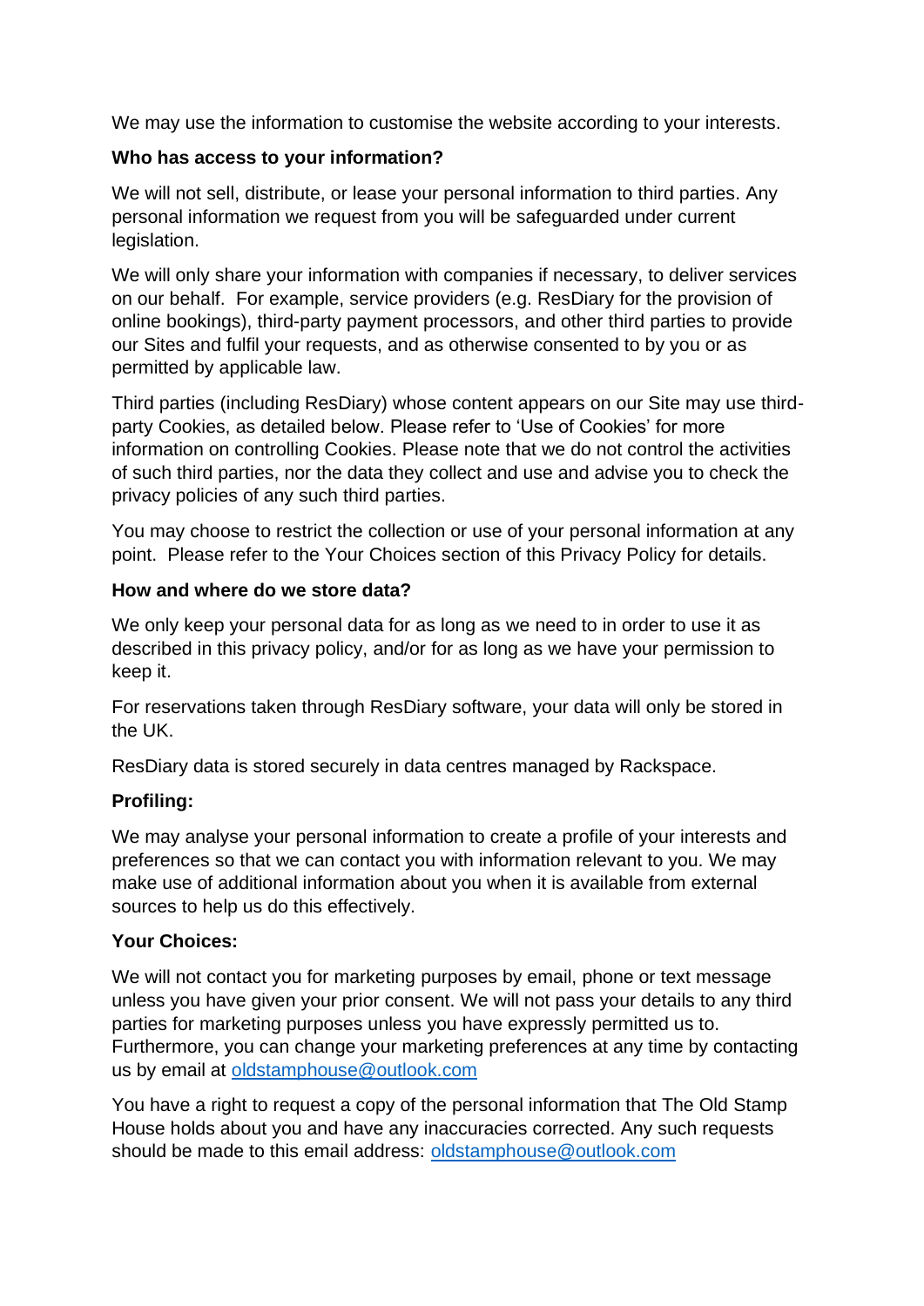We may use the information to customise the website according to your interests.

**Who has access to your information?**

We will not sell, distribute, or lease your personal information to third parties. Any personal information we request from you will be safeguarded under current legislation.

We will only share your information with companies if necessary, to deliver services on our behalf. For example, service providers (e.g. ResDiary for the provision of online bookings), third-party payment processors, and other third parties to provide our Sites and fulfil your requests, and as otherwise consented to by you or as permitted by applicable law.

Third parties (including ResDiary) whose content appears on our Site may use third-party Cookies, as detailed below. Please refer to 'Use of Cookies' for more information on controlling Cookies. Please note that we do not control the activities of such third parties, nor the data they collect and use and advise you to check the privacy policies of any such third parties.

You may choose to restrict the collection or use of your personal information at any point. Please refer to the Your Choices section of this Privacy Policy for details.

**How and where do we store data?**

We only keep your personal data for as long as we need to in order to use it as described in this privacy policy, and/or for as long as we have your permission to keep it.

For reservations taken through ResDiary software, your data will only be stored in the UK.

ResDiary data is stored securely in data centres managed by Rackspace.

**Profiling:**

We may analyse your personal information to create a profile of your interests and preferences so that we can contact you with information relevant to you. We may make use of additional information about you when it is available from external sources to help us do this effectively.

**Your Choices:**

We will not contact you for marketing purposes by email, phone or text message unless you have given your prior consent. We will not pass your details to any third parties for marketing purposes unless you have expressly permitted us to. Furthermore, you can change your marketing preferences at any time by contacting us by email at oldstamphouse@outlook.com

You have a right to request a copy of the personal information that The Old Stamp House holds about you and have any inaccuracies corrected. Any such requests should be made to this email address: oldstamphouse@outlook.com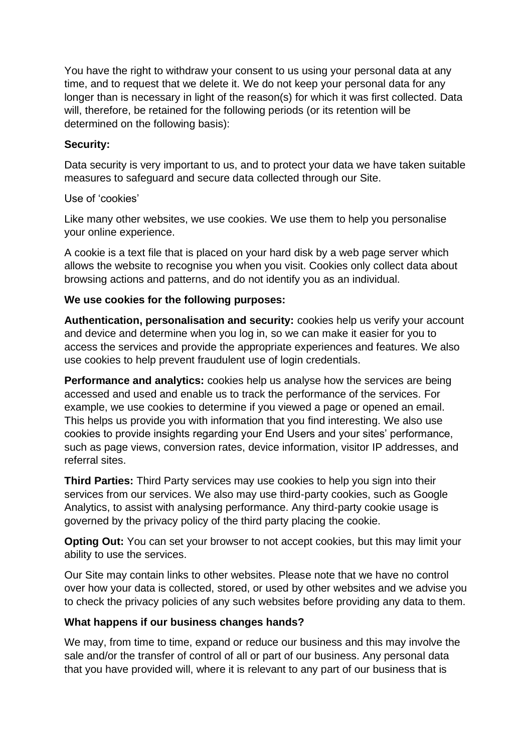You have the right to withdraw your consent to us using your personal data at any time, and to request that we delete it. We do not keep your personal data for any longer than is necessary in light of the reason(s) for which it was first collected. Data will, therefore, be retained for the following periods (or its retention will be determined on the following basis):

**Security:**

Data security is very important to us, and to protect your data we have taken suitable measures to safeguard and secure data collected through our Site.

Use of 'cookies'

Like many other websites, we use cookies. We use them to help you personalise your online experience.

A cookie is a text file that is placed on your hard disk by a web page server which allows the website to recognise you when you visit. Cookies only collect data about browsing actions and patterns, and do not identify you as an individual.

**We use cookies for the following purposes:**

**Authentication, personalisation and security:** cookies help us verify your account and device and determine when you log in, so we can make it easier for you to access the services and provide the appropriate experiences and features. We also use cookies to help prevent fraudulent use of login credentials.

**Performance and analytics:** cookies help us analyse how the services are being accessed and used and enable us to track the performance of the services. For example, we use cookies to determine if you viewed a page or opened an email. This helps us provide you with information that you find interesting. We also use cookies to provide insights regarding your End Users and your sites' performance, such as page views, conversion rates, device information, visitor IP addresses, and referral sites.

**Third Parties:** Third Party services may use cookies to help you sign into their services from our services. We also may use third-party cookies, such as Google Analytics, to assist with analysing performance. Any third-party cookie usage is governed by the privacy policy of the third party placing the cookie.

**Opting Out:** You can set your browser to not accept cookies, but this may limit your ability to use the services.

Our Site may contain links to other websites. Please note that we have no control over how your data is collected, stored, or used by other websites and we advise you to check the privacy policies of any such websites before providing any data to them.

**What happens if our business changes hands?**

We may, from time to time, expand or reduce our business and this may involve the sale and/or the transfer of control of all or part of our business. Any personal data that you have provided will, where it is relevant to any part of our business that is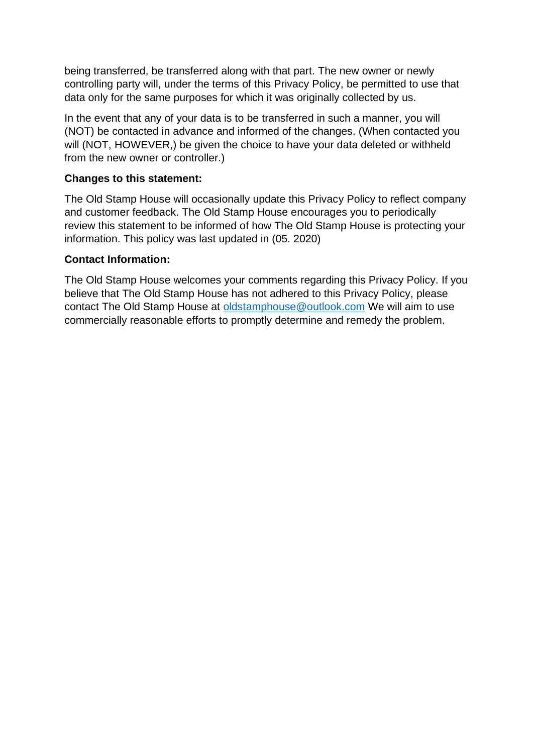being transferred, be transferred along with that part. The new owner or newly controlling party will, under the terms of this Privacy Policy, be permitted to use that data only for the same purposes for which it was originally collected by us.

In the event that any of your data is to be transferred in such a manner, you will (NOT) be contacted in advance and informed of the changes. (When contacted you will (NOT, HOWEVER,) be given the choice to have your data deleted or withheld from the new owner or controller.)

**Changes to this statement:**

The Old Stamp House will occasionally update this Privacy Policy to reflect company and customer feedback. The Old Stamp House encourages you to periodically review this statement to be informed of how The Old Stamp House is protecting your information. This policy was last updated in (05. 2020)

**Contact Information:**

The Old Stamp House welcomes your comments regarding this Privacy Policy. If you believe that The Old Stamp House has not adhered to this Privacy Policy, please contact The Old Stamp House at oldstamphouse@outlook.com We will aim to use commercially reasonable efforts to promptly determine and remedy the problem.